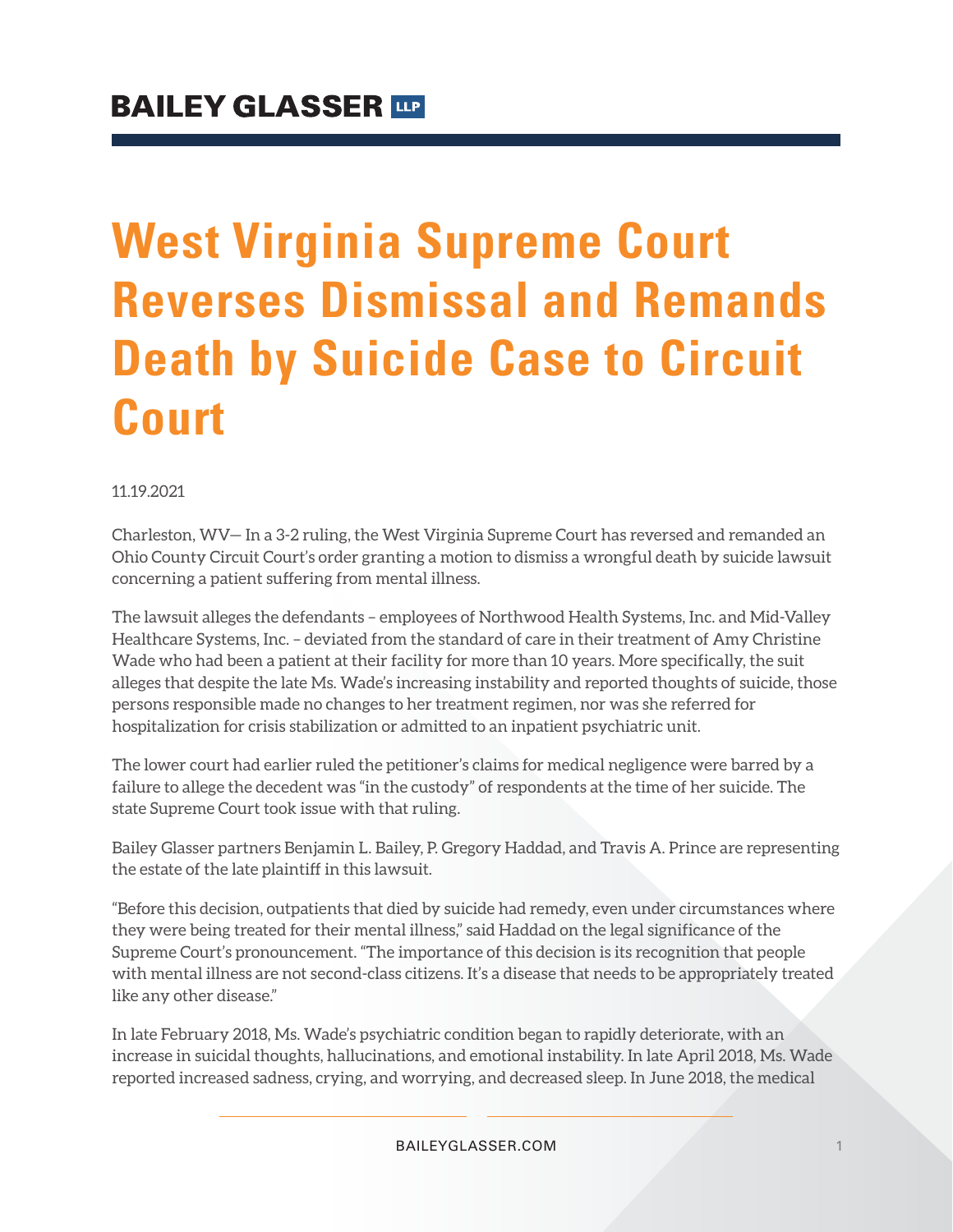# West Virginia Supreme Court Reverses Dismissal and Remands Death by Suicide Case to Circuit Court

11.19.2021

Charleston, WV— In a 3-2 ruling, the West Virginia Supreme Court has reversed and remanded an Ohio County Circuit Court's order granting a motion to dismiss a wrongful death by suicide lawsuit concerning a patient suffering from mental illness.

The lawsuit alleges the defendants – employees of Northwood Health Systems, Inc. and Mid-Valley Healthcare Systems, Inc. – deviated from the standard of care in their treatment of Amy Christine Wade who had been a patient at their facility for more than 10 years. More specifically, the suit alleges that despite the late Ms. Wade's increasing instability and reported thoughts of suicide, those persons responsible made no changes to her treatment regimen, nor was she referred for hospitalization for crisis stabilization or admitted to an inpatient psychiatric unit.

The lower court had earlier ruled the petitioner's claims for medical negligence were barred by a failure to allege the decedent was "in the custody" of respondents at the time of her suicide. The state Supreme Court took issue with that ruling.

Bailey Glasser partners Benjamin L. Bailey, P. Gregory Haddad, and Travis A. Prince are representing the estate of the late plaintiff in this lawsuit.

"Before this decision, outpatients that died by suicide had remedy, even under circumstances where they were being treated for their mental illness," said Haddad on the legal significance of the Supreme Court's pronouncement. "The importance of this decision is its recognition that people with mental illness are not second-class citizens. It's a disease that needs to be appropriately treated like any other disease."

In late February 2018, Ms. Wade's psychiatric condition began to rapidly deteriorate, with an increase in suicidal thoughts, hallucinations, and emotional instability. In late April 2018, Ms. Wade reported increased sadness, crying, and worrying, and decreased sleep. In June 2018, the medical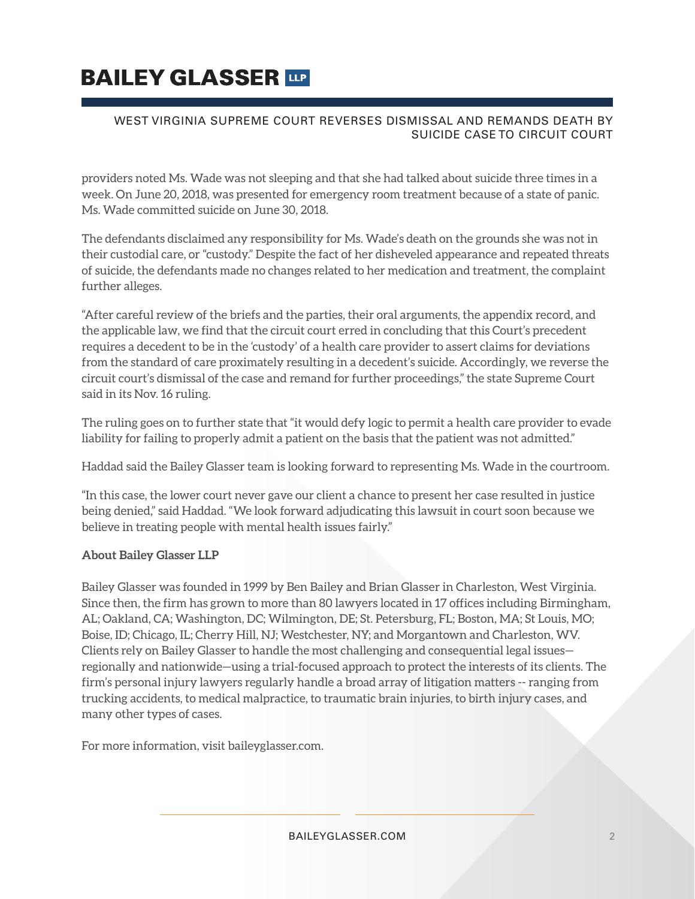providers noted Ms. Wade was not sleeping and that she had talked about suicide three times in a week. On June 20, 2018, was presented for emergency room treatment because of a state of panic. Ms. Wade committed suicide on June 30, 2018.

The defendants disclaimed any responsibility for Ms. Wade's death on the grounds she was not in their custodial care, or "custody." Despite the fact of her disheveled appearance and repeated threats of suicide, the defendants made no changes related to her medication and treatment, the complaint further alleges.

"After careful review of the briefs and the parties, their oral arguments, the appendix record, and the applicable law, we find that the circuit court erred in concluding that this Court's precedent requires a decedent to be in the 'custody' of a health care provider to assert claims for deviations from the standard of care proximately resulting in a decedent's suicide. Accordingly, we reverse the circuit court's dismissal of the case and remand for further proceedings," the state Supreme Court said in its Nov. 16 ruling.

The ruling goes on to further state that "it would defy logic to permit a health care provider to evade liability for failing to properly admit a patient on the basis that the patient was not admitted."

Haddad said the Bailey Glasser team is looking forward to representing Ms. Wade in the courtroom.

"In this case, the lower court never gave our client a chance to present her case resulted in justice being denied," said Haddad. "We look forward adjudicating this lawsuit in court soon because we believe in treating people with mental health issues fairly."

**About Bailey Glasser LLP**

Bailey Glasser was founded in 1999 by Ben Bailey and Brian Glasser in Charleston, West Virginia. Since then, the firm has grown to more than 80 lawyers located in 17 offices including Birmingham, AL; Oakland, CA; Washington, DC; Wilmington, DE; St. Petersburg, FL; Boston, MA; St Louis, MO; Boise, ID; Chicago, IL; Cherry Hill, NJ; Westchester, NY; and Morgantown and Charleston, WV. Clients rely on Bailey Glasser to handle the most challenging and consequential legal issues—regionally and nationwide—using a trial-focused approach to protect the interests of its clients. The firm's personal injury lawyers regularly handle a broad array of litigation matters -- ranging from trucking accidents, to medical malpractice, to traumatic brain injuries, to birth injury cases, and many other types of cases.

For more information, visit baileyglasser.com.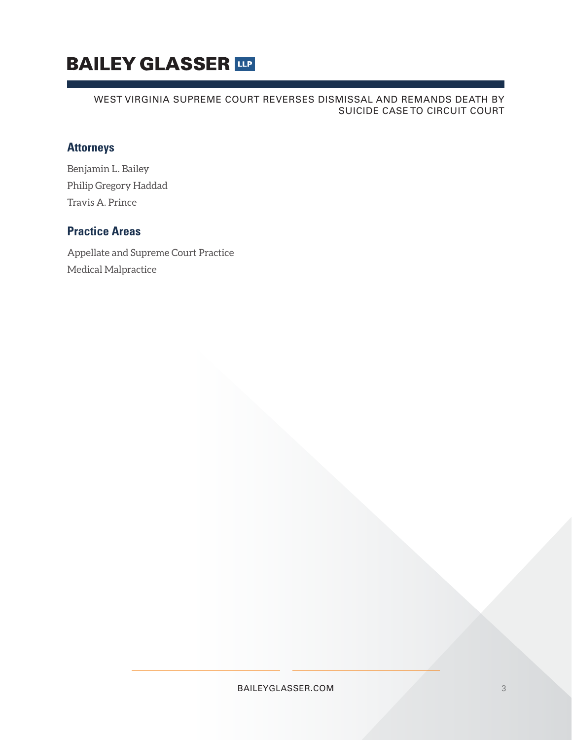## Attorneys

Benjamin L. Bailey

Philip Gregory Haddad

Travis A. Prince

## Practice Areas

Appellate and Supreme Court Practice

Medical Malpractice